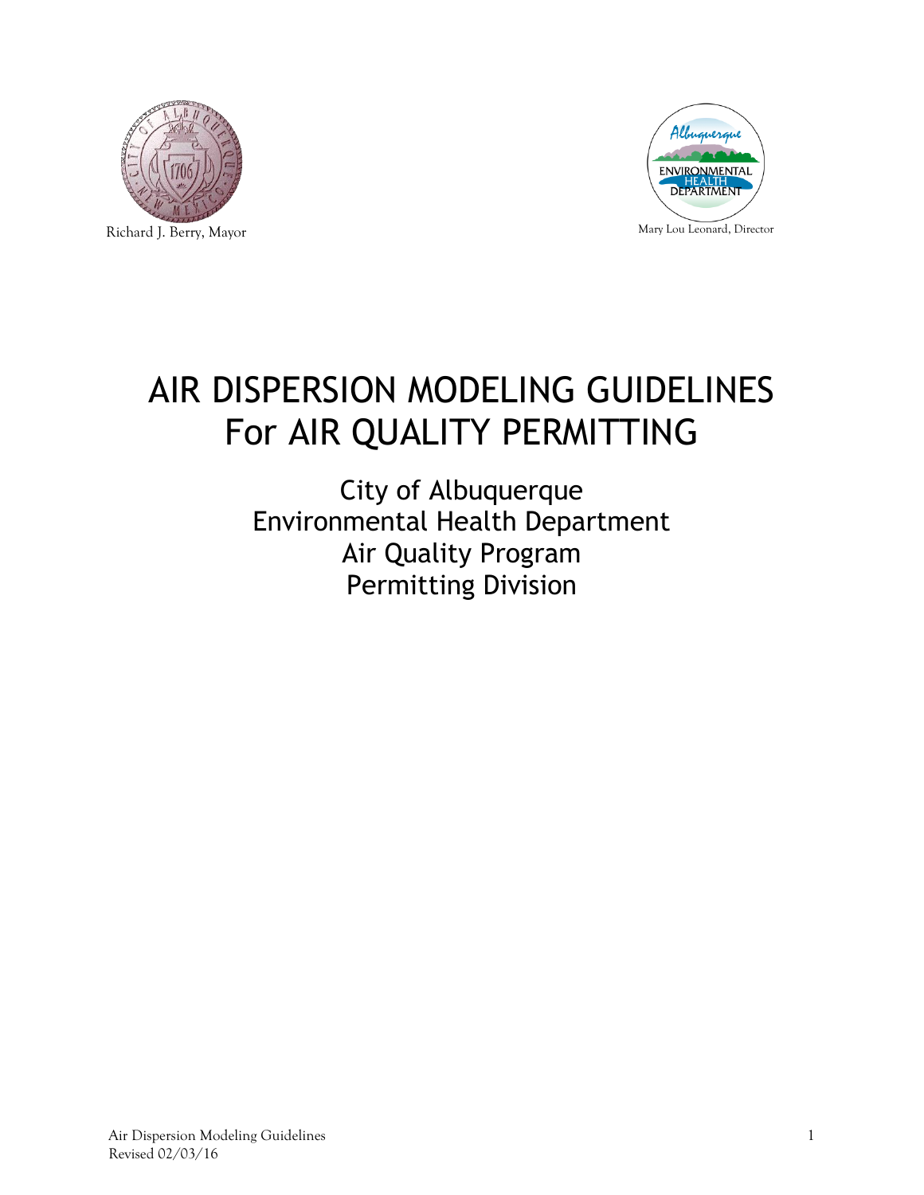Richard J. Berry, Mayor

Mary Lou Leonard, Director

# AIR DISPERSION MODELING GUIDELINES For AIR QUALITY PERMITTING

City of Albuquerque
Environmental Health Department
Air Quality Program
Permitting Division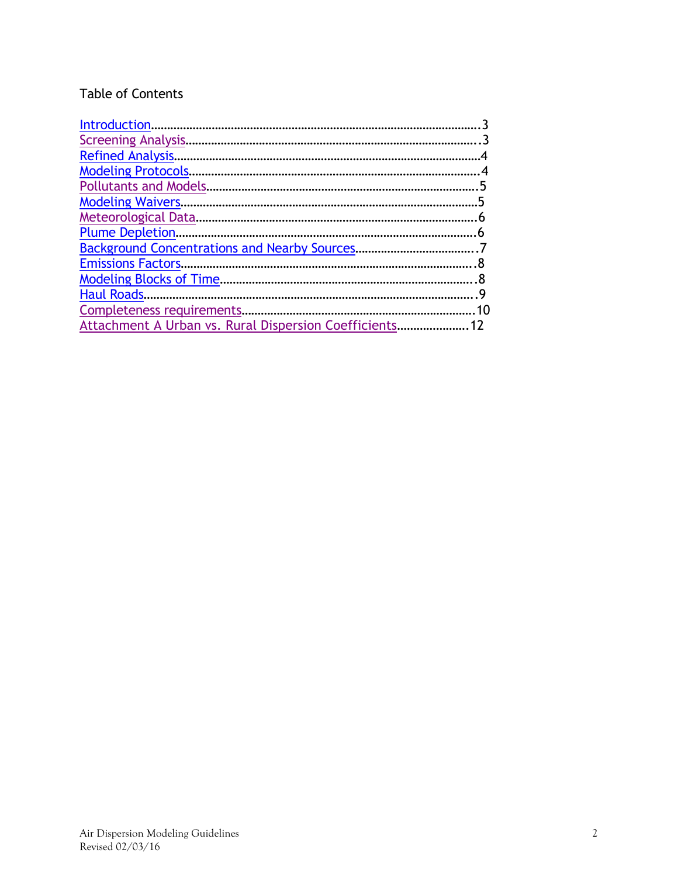Table of Contents

Introduction....................................................................................................3
Screening Analysis.........................................................................................3
Refined Analysis.............................................................................................4
Modeling Protocols.........................................................................................4
Pollutants and Models....................................................................................5
Modeling Waivers...........................................................................................5
Meteorological Data.......................................................................................6
Plume Depletion.............................................................................................6
Background Concentrations and Nearby Sources.....................................7
Emissions Factors...........................................................................................8
Modeling Blocks of Time...............................................................................8
Haul Roads......................................................................................................9
Completeness requirements.......................................................................10
Attachment A Urban vs. Rural Dispersion Coefficients.....................12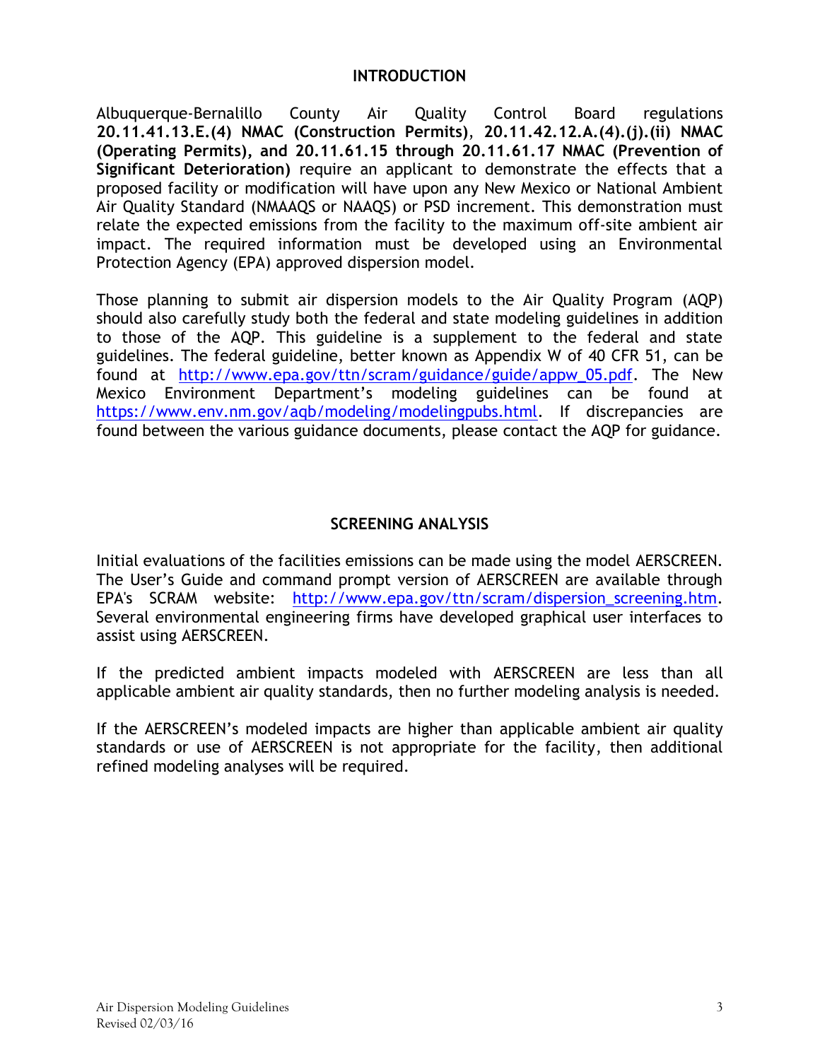## INTRODUCTION

Albuquerque-Bernalillo County Air Quality Control Board regulations **20.11.41.13.E.(4) NMAC (Construction Permits)**, **20.11.42.12.A.(4).(j).(ii) NMAC (Operating Permits), and 20.11.61.15 through 20.11.61.17 NMAC (Prevention of Significant Deterioration)** require an applicant to demonstrate the effects that a proposed facility or modification will have upon any New Mexico or National Ambient Air Quality Standard (NMAAQS or NAAQS) or PSD increment. This demonstration must relate the expected emissions from the facility to the maximum off-site ambient air impact. The required information must be developed using an Environmental Protection Agency (EPA) approved dispersion model.

Those planning to submit air dispersion models to the Air Quality Program (AQP) should also carefully study both the federal and state modeling guidelines in addition to those of the AQP. This guideline is a supplement to the federal and state guidelines. The federal guideline, better known as Appendix W of 40 CFR 51, can be found at http://www.epa.gov/ttn/scram/guidance/guide/appw_05.pdf. The New Mexico Environment Department's modeling guidelines can be found at https://www.env.nm.gov/aqb/modeling/modelingpubs.html. If discrepancies are found between the various guidance documents, please contact the AQP for guidance.

## SCREENING ANALYSIS

Initial evaluations of the facilities emissions can be made using the model AERSCREEN. The User's Guide and command prompt version of AERSCREEN are available through EPA's SCRAM website: http://www.epa.gov/ttn/scram/dispersion_screening.htm. Several environmental engineering firms have developed graphical user interfaces to assist using AERSCREEN.

If the predicted ambient impacts modeled with AERSCREEN are less than all applicable ambient air quality standards, then no further modeling analysis is needed.

If the AERSCREEN's modeled impacts are higher than applicable ambient air quality standards or use of AERSCREEN is not appropriate for the facility, then additional refined modeling analyses will be required.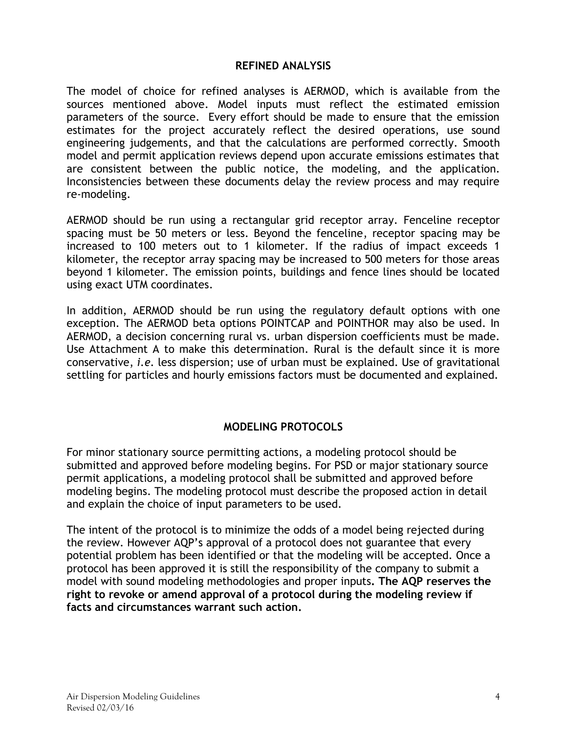## REFINED ANALYSIS

The model of choice for refined analyses is AERMOD, which is available from the sources mentioned above. Model inputs must reflect the estimated emission parameters of the source. Every effort should be made to ensure that the emission estimates for the project accurately reflect the desired operations, use sound engineering judgements, and that the calculations are performed correctly. Smooth model and permit application reviews depend upon accurate emissions estimates that are consistent between the public notice, the modeling, and the application. Inconsistencies between these documents delay the review process and may require re-modeling.

AERMOD should be run using a rectangular grid receptor array. Fenceline receptor spacing must be 50 meters or less. Beyond the fenceline, receptor spacing may be increased to 100 meters out to 1 kilometer. If the radius of impact exceeds 1 kilometer, the receptor array spacing may be increased to 500 meters for those areas beyond 1 kilometer. The emission points, buildings and fence lines should be located using exact UTM coordinates.

In addition, AERMOD should be run using the regulatory default options with one exception. The AERMOD beta options POINTCAP and POINTHOR may also be used. In AERMOD, a decision concerning rural vs. urban dispersion coefficients must be made. Use Attachment A to make this determination. Rural is the default since it is more conservative, *i.e.* less dispersion; use of urban must be explained. Use of gravitational settling for particles and hourly emissions factors must be documented and explained.

## MODELING PROTOCOLS

For minor stationary source permitting actions, a modeling protocol should be submitted and approved before modeling begins. For PSD or major stationary source permit applications, a modeling protocol shall be submitted and approved before modeling begins. The modeling protocol must describe the proposed action in detail and explain the choice of input parameters to be used.

The intent of the protocol is to minimize the odds of a model being rejected during the review. However AQP's approval of a protocol does not guarantee that every potential problem has been identified or that the modeling will be accepted. Once a protocol has been approved it is still the responsibility of the company to submit a model with sound modeling methodologies and proper inputs**. The AQP reserves the right to revoke or amend approval of a protocol during the modeling review if facts and circumstances warrant such action.**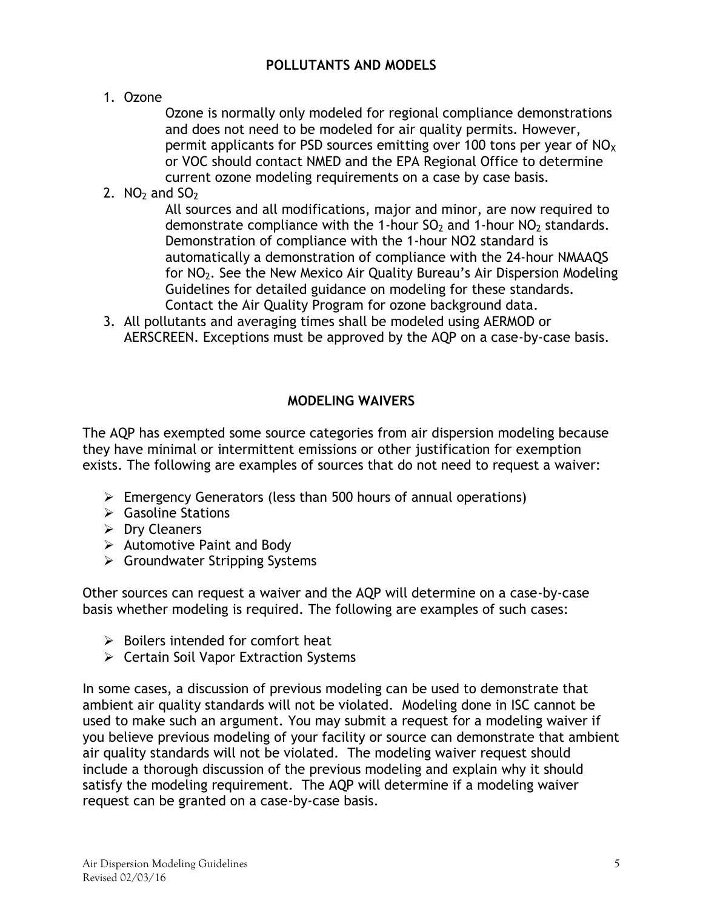## POLLUTANTS AND MODELS

1. Ozone

   Ozone is normally only modeled for regional compliance demonstrations and does not need to be modeled for air quality permits. However, permit applicants for PSD sources emitting over 100 tons per year of $NO_X$ or VOC should contact NMED and the EPA Regional Office to determine current ozone modeling requirements on a case by case basis.

2. $NO_2$ and $SO_2$

   All sources and all modifications, major and minor, are now required to demonstrate compliance with the 1-hour $SO_2$ and 1-hour $NO_2$ standards. Demonstration of compliance with the 1-hour NO2 standard is automatically a demonstration of compliance with the 24-hour NMAAQS for $NO_2$. See the New Mexico Air Quality Bureau's Air Dispersion Modeling Guidelines for detailed guidance on modeling for these standards. Contact the Air Quality Program for ozone background data.

3. All pollutants and averaging times shall be modeled using AERMOD or AERSCREEN. Exceptions must be approved by the AQP on a case-by-case basis.

## MODELING WAIVERS

The AQP has exempted some source categories from air dispersion modeling because they have minimal or intermittent emissions or other justification for exemption exists. The following are examples of sources that do not need to request a waiver:

- Emergency Generators (less than 500 hours of annual operations)
- Gasoline Stations
- Dry Cleaners
- Automotive Paint and Body
- Groundwater Stripping Systems

Other sources can request a waiver and the AQP will determine on a case-by-case basis whether modeling is required. The following are examples of such cases:

- Boilers intended for comfort heat
- Certain Soil Vapor Extraction Systems

In some cases, a discussion of previous modeling can be used to demonstrate that ambient air quality standards will not be violated. Modeling done in ISC cannot be used to make such an argument. You may submit a request for a modeling waiver if you believe previous modeling of your facility or source can demonstrate that ambient air quality standards will not be violated. The modeling waiver request should include a thorough discussion of the previous modeling and explain why it should satisfy the modeling requirement. The AQP will determine if a modeling waiver request can be granted on a case-by-case basis.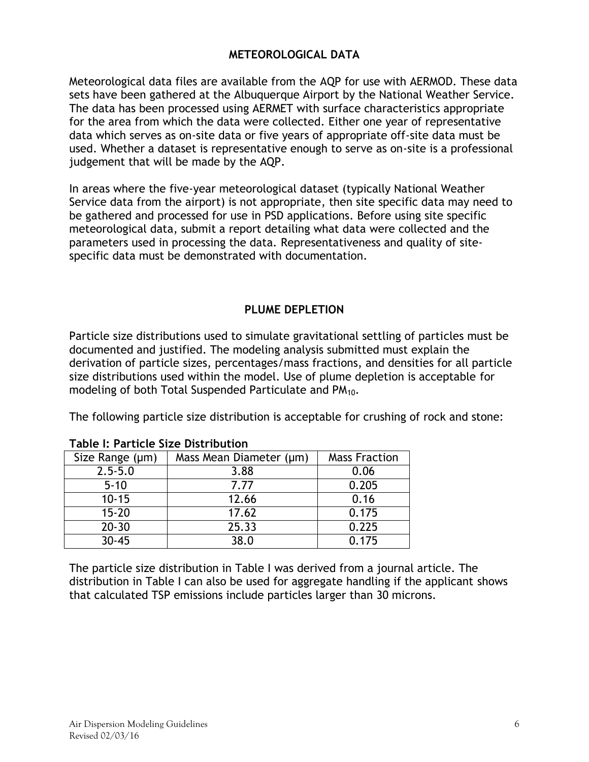## METEOROLOGICAL DATA

Meteorological data files are available from the AQP for use with AERMOD. These data sets have been gathered at the Albuquerque Airport by the National Weather Service. The data has been processed using AERMET with surface characteristics appropriate for the area from which the data were collected. Either one year of representative data which serves as on-site data or five years of appropriate off-site data must be used. Whether a dataset is representative enough to serve as on-site is a professional judgement that will be made by the AQP.

In areas where the five-year meteorological dataset (typically National Weather Service data from the airport) is not appropriate, then site specific data may need to be gathered and processed for use in PSD applications. Before using site specific meteorological data, submit a report detailing what data were collected and the parameters used in processing the data. Representativeness and quality of site-specific data must be demonstrated with documentation.

## PLUME DEPLETION

Particle size distributions used to simulate gravitational settling of particles must be documented and justified. The modeling analysis submitted must explain the derivation of particle sizes, percentages/mass fractions, and densities for all particle size distributions used within the model. Use of plume depletion is acceptable for modeling of both Total Suspended Particulate and $PM_{10}$.

The following particle size distribution is acceptable for crushing of rock and stone:

**Table I: Particle Size Distribution**

| Size Range (μm) | Mass Mean Diameter (μm) | Mass Fraction |
|---|---|---|
| 2.5-5.0 | 3.88 | 0.06 |
| 5-10 | 7.77 | 0.205 |
| 10-15 | 12.66 | 0.16 |
| 15-20 | 17.62 | 0.175 |
| 20-30 | 25.33 | 0.225 |
| 30-45 | 38.0 | 0.175 |

The particle size distribution in Table I was derived from a journal article. The distribution in Table I can also be used for aggregate handling if the applicant shows that calculated TSP emissions include particles larger than 30 microns.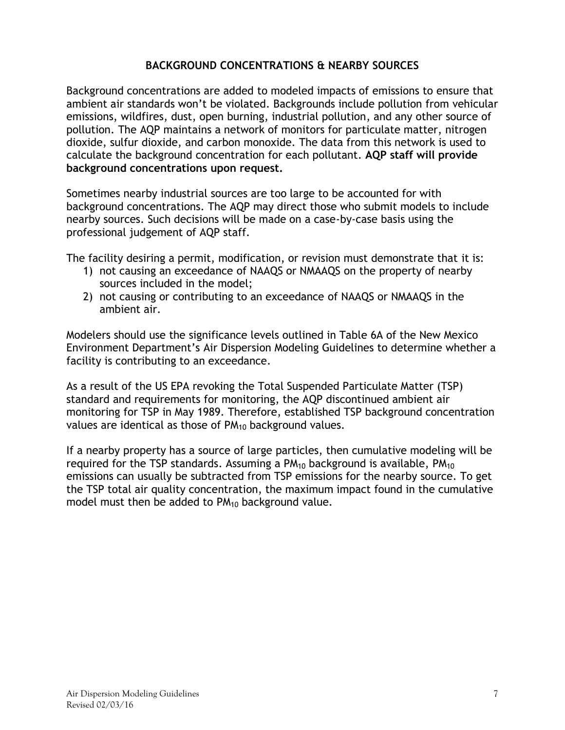## BACKGROUND CONCENTRATIONS & NEARBY SOURCES

Background concentrations are added to modeled impacts of emissions to ensure that ambient air standards won't be violated. Backgrounds include pollution from vehicular emissions, wildfires, dust, open burning, industrial pollution, and any other source of pollution. The AQP maintains a network of monitors for particulate matter, nitrogen dioxide, sulfur dioxide, and carbon monoxide. The data from this network is used to calculate the background concentration for each pollutant. **AQP staff will provide background concentrations upon request.**

Sometimes nearby industrial sources are too large to be accounted for with background concentrations. The AQP may direct those who submit models to include nearby sources. Such decisions will be made on a case-by-case basis using the professional judgement of AQP staff.

The facility desiring a permit, modification, or revision must demonstrate that it is:

1) not causing an exceedance of NAAQS or NMAAQS on the property of nearby sources included in the model;
2) not causing or contributing to an exceedance of NAAQS or NMAAQS in the ambient air.

Modelers should use the significance levels outlined in Table 6A of the New Mexico Environment Department's Air Dispersion Modeling Guidelines to determine whether a facility is contributing to an exceedance.

As a result of the US EPA revoking the Total Suspended Particulate Matter (TSP) standard and requirements for monitoring, the AQP discontinued ambient air monitoring for TSP in May 1989. Therefore, established TSP background concentration values are identical as those of $PM_{10}$ background values.

If a nearby property has a source of large particles, then cumulative modeling will be required for the TSP standards. Assuming a $PM_{10}$ background is available, $PM_{10}$ emissions can usually be subtracted from TSP emissions for the nearby source. To get the TSP total air quality concentration, the maximum impact found in the cumulative model must then be added to $PM_{10}$ background value.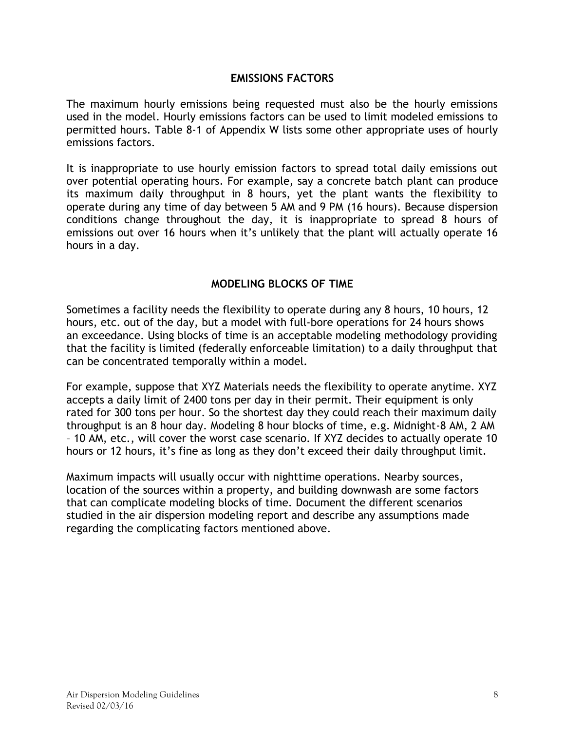## EMISSIONS FACTORS

The maximum hourly emissions being requested must also be the hourly emissions used in the model. Hourly emissions factors can be used to limit modeled emissions to permitted hours. Table 8-1 of Appendix W lists some other appropriate uses of hourly emissions factors.

It is inappropriate to use hourly emission factors to spread total daily emissions out over potential operating hours. For example, say a concrete batch plant can produce its maximum daily throughput in 8 hours, yet the plant wants the flexibility to operate during any time of day between 5 AM and 9 PM (16 hours). Because dispersion conditions change throughout the day, it is inappropriate to spread 8 hours of emissions out over 16 hours when it's unlikely that the plant will actually operate 16 hours in a day.

## MODELING BLOCKS OF TIME

Sometimes a facility needs the flexibility to operate during any 8 hours, 10 hours, 12 hours, etc. out of the day, but a model with full-bore operations for 24 hours shows an exceedance. Using blocks of time is an acceptable modeling methodology providing that the facility is limited (federally enforceable limitation) to a daily throughput that can be concentrated temporally within a model.

For example, suppose that XYZ Materials needs the flexibility to operate anytime. XYZ accepts a daily limit of 2400 tons per day in their permit. Their equipment is only rated for 300 tons per hour. So the shortest day they could reach their maximum daily throughput is an 8 hour day. Modeling 8 hour blocks of time, e.g. Midnight-8 AM, 2 AM – 10 AM, etc., will cover the worst case scenario. If XYZ decides to actually operate 10 hours or 12 hours, it's fine as long as they don't exceed their daily throughput limit.

Maximum impacts will usually occur with nighttime operations. Nearby sources, location of the sources within a property, and building downwash are some factors that can complicate modeling blocks of time. Document the different scenarios studied in the air dispersion modeling report and describe any assumptions made regarding the complicating factors mentioned above.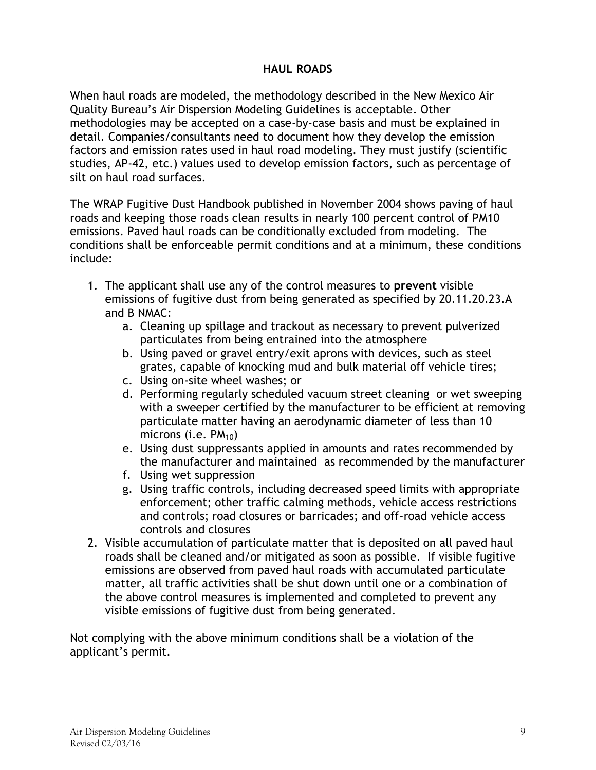## HAUL ROADS

When haul roads are modeled, the methodology described in the New Mexico Air Quality Bureau's Air Dispersion Modeling Guidelines is acceptable. Other methodologies may be accepted on a case-by-case basis and must be explained in detail. Companies/consultants need to document how they develop the emission factors and emission rates used in haul road modeling. They must justify (scientific studies, AP-42, etc.) values used to develop emission factors, such as percentage of silt on haul road surfaces.

The WRAP Fugitive Dust Handbook published in November 2004 shows paving of haul roads and keeping those roads clean results in nearly 100 percent control of PM10 emissions. Paved haul roads can be conditionally excluded from modeling. The conditions shall be enforceable permit conditions and at a minimum, these conditions include:

1. The applicant shall use any of the control measures to **prevent** visible emissions of fugitive dust from being generated as specified by 20.11.20.23.A and B NMAC:
   a. Cleaning up spillage and trackout as necessary to prevent pulverized particulates from being entrained into the atmosphere
   b. Using paved or gravel entry/exit aprons with devices, such as steel grates, capable of knocking mud and bulk material off vehicle tires;
   c. Using on-site wheel washes; or
   d. Performing regularly scheduled vacuum street cleaning or wet sweeping with a sweeper certified by the manufacturer to be efficient at removing particulate matter having an aerodynamic diameter of less than 10 microns (i.e. $PM_{10}$)
   e. Using dust suppressants applied in amounts and rates recommended by the manufacturer and maintained as recommended by the manufacturer
   f. Using wet suppression
   g. Using traffic controls, including decreased speed limits with appropriate enforcement; other traffic calming methods, vehicle access restrictions and controls; road closures or barricades; and off-road vehicle access controls and closures
2. Visible accumulation of particulate matter that is deposited on all paved haul roads shall be cleaned and/or mitigated as soon as possible. If visible fugitive emissions are observed from paved haul roads with accumulated particulate matter, all traffic activities shall be shut down until one or a combination of the above control measures is implemented and completed to prevent any visible emissions of fugitive dust from being generated.

Not complying with the above minimum conditions shall be a violation of the applicant's permit.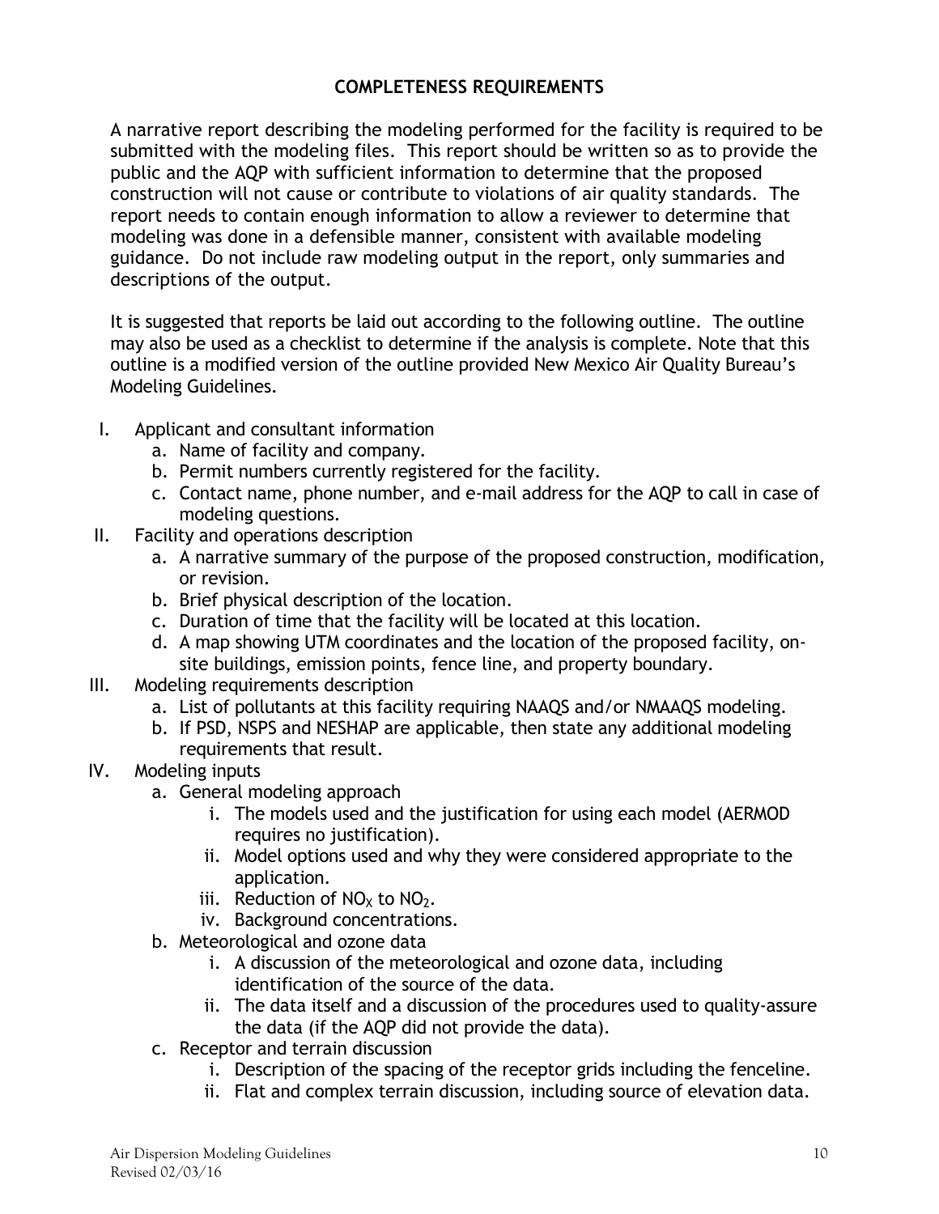## COMPLETENESS REQUIREMENTS

A narrative report describing the modeling performed for the facility is required to be submitted with the modeling files. This report should be written so as to provide the public and the AQP with sufficient information to determine that the proposed construction will not cause or contribute to violations of air quality standards. The report needs to contain enough information to allow a reviewer to determine that modeling was done in a defensible manner, consistent with available modeling guidance. Do not include raw modeling output in the report, only summaries and descriptions of the output.

It is suggested that reports be laid out according to the following outline. The outline may also be used as a checklist to determine if the analysis is complete. Note that this outline is a modified version of the outline provided New Mexico Air Quality Bureau's Modeling Guidelines.

I. Applicant and consultant information
   a. Name of facility and company.
   b. Permit numbers currently registered for the facility.
   c. Contact name, phone number, and e-mail address for the AQP to call in case of modeling questions.
II. Facility and operations description
   a. A narrative summary of the purpose of the proposed construction, modification, or revision.
   b. Brief physical description of the location.
   c. Duration of time that the facility will be located at this location.
   d. A map showing UTM coordinates and the location of the proposed facility, on-site buildings, emission points, fence line, and property boundary.
III. Modeling requirements description
   a. List of pollutants at this facility requiring NAAQS and/or NMAAQS modeling.
   b. If PSD, NSPS and NESHAP are applicable, then state any additional modeling requirements that result.
IV. Modeling inputs
   a. General modeling approach
      i. The models used and the justification for using each model (AERMOD requires no justification).
      ii. Model options used and why they were considered appropriate to the application.
      iii. Reduction of $NO_X$ to $NO_2$.
      iv. Background concentrations.
   b. Meteorological and ozone data
      i. A discussion of the meteorological and ozone data, including identification of the source of the data.
      ii. The data itself and a discussion of the procedures used to quality-assure the data (if the AQP did not provide the data).
   c. Receptor and terrain discussion
      i. Description of the spacing of the receptor grids including the fenceline.
      ii. Flat and complex terrain discussion, including source of elevation data.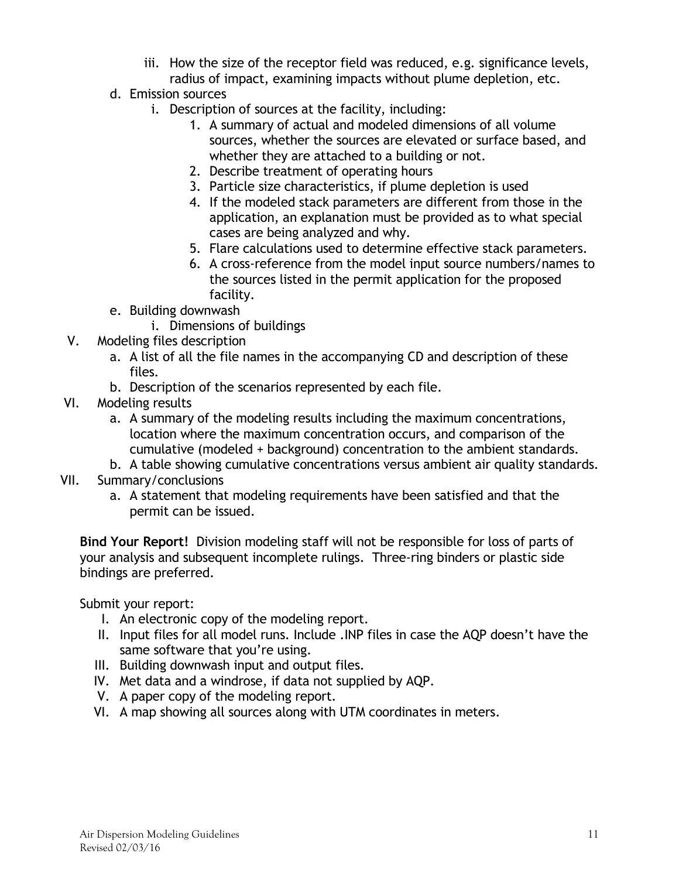iii. How the size of the receptor field was reduced, e.g. significance levels, radius of impact, examining impacts without plume depletion, etc.

d. Emission sources
   i. Description of sources at the facility, including:
      1. A summary of actual and modeled dimensions of all volume sources, whether the sources are elevated or surface based, and whether they are attached to a building or not.
      2. Describe treatment of operating hours
      3. Particle size characteristics, if plume depletion is used
      4. If the modeled stack parameters are different from those in the application, an explanation must be provided as to what special cases are being analyzed and why.
      5. Flare calculations used to determine effective stack parameters.
      6. A cross-reference from the model input source numbers/names to the sources listed in the permit application for the proposed facility.

e. Building downwash
   i. Dimensions of buildings

V. Modeling files description
   a. A list of all the file names in the accompanying CD and description of these files.
   b. Description of the scenarios represented by each file.

VI. Modeling results
   a. A summary of the modeling results including the maximum concentrations, location where the maximum concentration occurs, and comparison of the cumulative (modeled + background) concentration to the ambient standards.
   b. A table showing cumulative concentrations versus ambient air quality standards.

VII. Summary/conclusions
   a. A statement that modeling requirements have been satisfied and that the permit can be issued.

**Bind Your Report!** Division modeling staff will not be responsible for loss of parts of your analysis and subsequent incomplete rulings. Three-ring binders or plastic side bindings are preferred.

Submit your report:

I. An electronic copy of the modeling report.
II. Input files for all model runs. Include .INP files in case the AQP doesn't have the same software that you're using.
III. Building downwash input and output files.
IV. Met data and a windrose, if data not supplied by AQP.
V. A paper copy of the modeling report.
VI. A map showing all sources along with UTM coordinates in meters.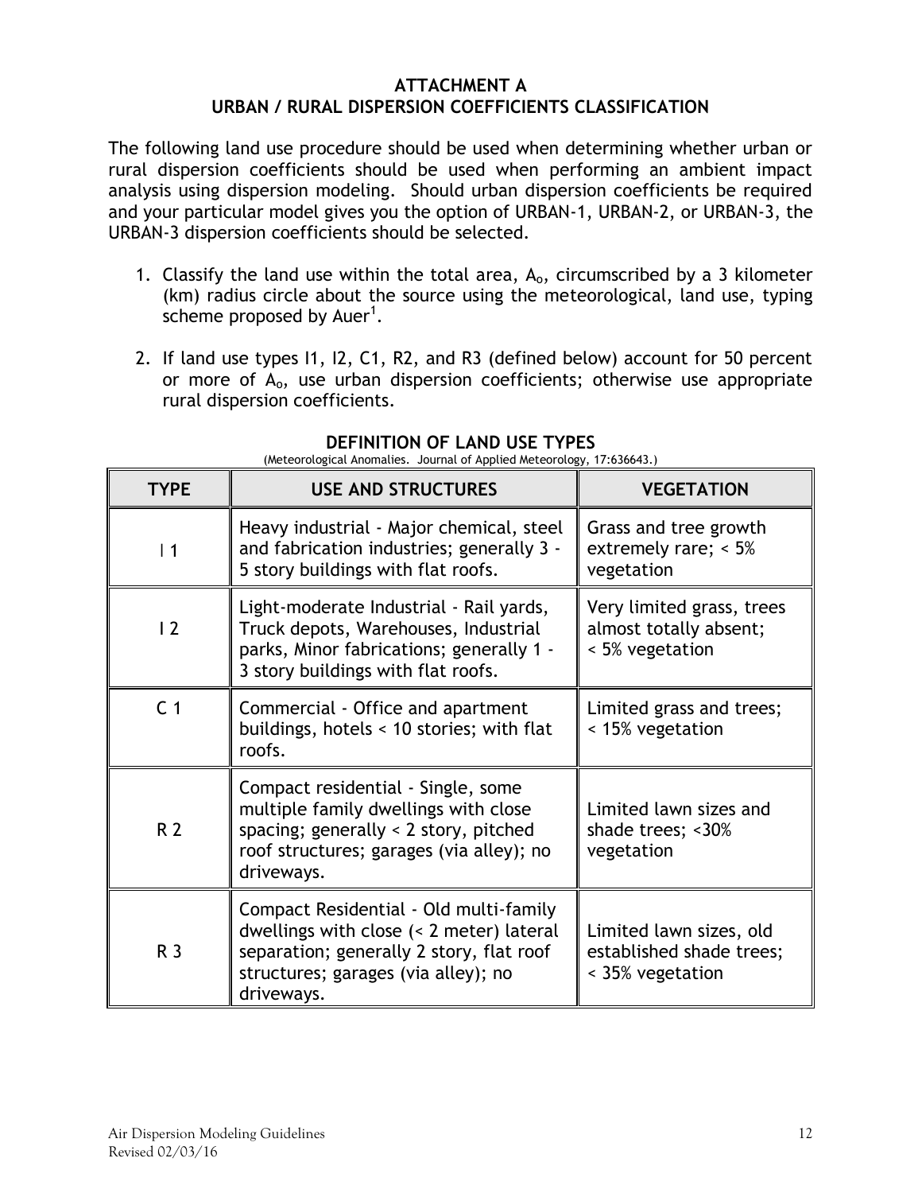# ATTACHMENT A
## URBAN / RURAL DISPERSION COEFFICIENTS CLASSIFICATION

The following land use procedure should be used when determining whether urban or rural dispersion coefficients should be used when performing an ambient impact analysis using dispersion modeling. Should urban dispersion coefficients be required and your particular model gives you the option of URBAN-1, URBAN-2, or URBAN-3, the URBAN-3 dispersion coefficients should be selected.

1. Classify the land use within the total area, $A_o$, circumscribed by a 3 kilometer (km) radius circle about the source using the meteorological, land use, typing scheme proposed by Auer[1].

2. If land use types I1, I2, C1, R2, and R3 (defined below) account for 50 percent or more of $A_o$, use urban dispersion coefficients; otherwise use appropriate rural dispersion coefficients.

### DEFINITION OF LAND USE TYPES

(Meteorological Anomalies. Journal of Applied Meteorology, 17:636643.)

| TYPE | USE AND STRUCTURES | VEGETATION |
|---|---|---|
| I 1 | Heavy industrial - Major chemical, steel and fabrication industries; generally 3 - 5 story buildings with flat roofs. | Grass and tree growth extremely rare; < 5% vegetation |
| I 2 | Light-moderate Industrial - Rail yards, Truck depots, Warehouses, Industrial parks, Minor fabrications; generally 1 - 3 story buildings with flat roofs. | Very limited grass, trees almost totally absent; < 5% vegetation |
| C 1 | Commercial - Office and apartment buildings, hotels < 10 stories; with flat roofs. | Limited grass and trees; < 15% vegetation |
| R 2 | Compact residential - Single, some multiple family dwellings with close spacing; generally < 2 story, pitched roof structures; garages (via alley); no driveways. | Limited lawn sizes and shade trees; <30% vegetation |
| R 3 | Compact Residential - Old multi-family dwellings with close (< 2 meter) lateral separation; generally 2 story, flat roof structures; garages (via alley); no driveways. | Limited lawn sizes, old established shade trees; < 35% vegetation |